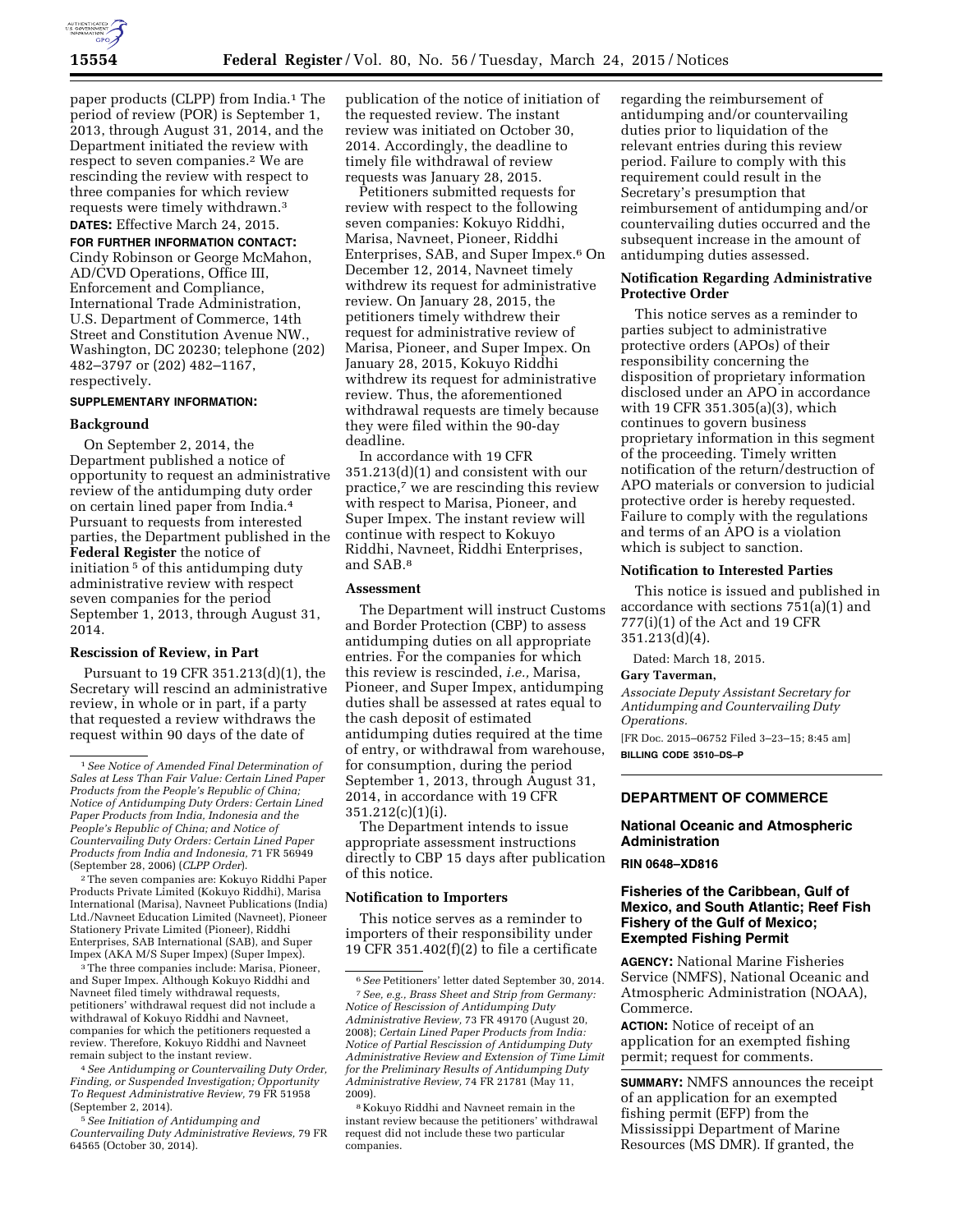paper products (CLPP) from India.[1] The period of review (POR) is September 1, 2013, through August 31, 2014, and the Department initiated the review with respect to seven companies.[2] We are rescinding the review with respect to three companies for which review requests were timely withdrawn.[3]

**DATES:** Effective March 24, 2015.

**FOR FURTHER INFORMATION CONTACT:** Cindy Robinson or George McMahon, AD/CVD Operations, Office III, Enforcement and Compliance, International Trade Administration, U.S. Department of Commerce, 14th Street and Constitution Avenue NW., Washington, DC 20230; telephone (202) 482–3797 or (202) 482–1167, respectively.

**SUPPLEMENTARY INFORMATION:**

### Background

On September 2, 2014, the Department published a notice of opportunity to request an administrative review of the antidumping duty order on certain lined paper from India.[4] Pursuant to requests from interested parties, the Department published in the **Federal Register** the notice of initiation[5] of this antidumping duty administrative review with respect seven companies for the period September 1, 2013, through August 31, 2014.

### Rescission of Review, in Part

Pursuant to 19 CFR 351.213(d)(1), the Secretary will rescind an administrative review, in whole or in part, if a party that requested a review withdraws the request within 90 days of the date of publication of the notice of initiation of the requested review. The instant review was initiated on October 30, 2014. Accordingly, the deadline to timely file withdrawal of review requests was January 28, 2015.

Petitioners submitted requests for review with respect to the following seven companies: Kokuyo Riddhi, Marisa, Navneet, Pioneer, Riddhi Enterprises, SAB, and Super Impex.[6] On December 12, 2014, Navneet timely withdrew its request for administrative review. On January 28, 2015, the petitioners timely withdrew their request for administrative review of Marisa, Pioneer, and Super Impex. On January 28, 2015, Kokuyo Riddhi withdrew its request for administrative review. Thus, the aforementioned withdrawal requests are timely because they were filed within the 90-day deadline.

In accordance with 19 CFR 351.213(d)(1) and consistent with our practice,[7] we are rescinding this review with respect to Marisa, Pioneer, and Super Impex. The instant review will continue with respect to Kokuyo Riddhi, Navneet, Riddhi Enterprises, and SAB.[8]

### Assessment

The Department will instruct Customs and Border Protection (CBP) to assess antidumping duties on all appropriate entries. For the companies for which this review is rescinded, *i.e.,* Marisa, Pioneer, and Super Impex, antidumping duties shall be assessed at rates equal to the cash deposit of estimated antidumping duties required at the time of entry, or withdrawal from warehouse, for consumption, during the period September 1, 2013, through August 31, 2014, in accordance with 19 CFR 351.212(c)(1)(i).

The Department intends to issue appropriate assessment instructions directly to CBP 15 days after publication of this notice.

### Notification to Importers

This notice serves as a reminder to importers of their responsibility under 19 CFR 351.402(f)(2) to file a certificate regarding the reimbursement of antidumping and/or countervailing duties prior to liquidation of the relevant entries during this review period. Failure to comply with this requirement could result in the Secretary's presumption that reimbursement of antidumping and/or countervailing duties occurred and the subsequent increase in the amount of antidumping duties assessed.

### Notification Regarding Administrative Protective Order

This notice serves as a reminder to parties subject to administrative protective orders (APOs) of their responsibility concerning the disposition of proprietary information disclosed under an APO in accordance with 19 CFR 351.305(a)(3), which continues to govern business proprietary information in this segment of the proceeding. Timely written notification of the return/destruction of APO materials or conversion to judicial protective order is hereby requested. Failure to comply with the regulations and terms of an APO is a violation which is subject to sanction.

### Notification to Interested Parties

This notice is issued and published in accordance with sections 751(a)(1) and 777(i)(1) of the Act and 19 CFR 351.213(d)(4).

Dated: March 18, 2015.

**Gary Taverman,**

*Associate Deputy Assistant Secretary for Antidumping and Countervailing Duty Operations.*

[FR Doc. 2015–06752 Filed 3–23–15; 8:45 am]

**BILLING CODE 3510–DS–P**

---

[1] *See Notice of Amended Final Determination of Sales at Less Than Fair Value: Certain Lined Paper Products from the People's Republic of China; Notice of Antidumping Duty Orders: Certain Lined Paper Products from India, Indonesia and the People's Republic of China; and Notice of Countervailing Duty Orders: Certain Lined Paper Products from India and Indonesia,* 71 FR 56949 (September 28, 2006) (*CLPP Order*).

[2] The seven companies are: Kokuyo Riddhi Paper Products Private Limited (Kokuyo Riddhi), Marisa International (Marisa), Navneet Publications (India) Ltd./Navneet Education Limited (Navneet), Pioneer Stationery Private Limited (Pioneer), Riddhi Enterprises, SAB International (SAB), and Super Impex (AKA M/S Super Impex) (Super Impex).

[3] The three companies include: Marisa, Pioneer, and Super Impex. Although Kokuyo Riddhi and Navneet filed timely withdrawal requests, petitioners' withdrawal request did not include a withdrawal of Kokuyo Riddhi and Navneet, companies for which the petitioners requested a review. Therefore, Kokuyo Riddhi and Navneet remain subject to the instant review.

[4] *See Antidumping or Countervailing Duty Order, Finding, or Suspended Investigation; Opportunity To Request Administrative Review,* 79 FR 51958 (September 2, 2014).

[5] *See Initiation of Antidumping and Countervailing Duty Administrative Reviews,* 79 FR 64565 (October 30, 2014).

[6] *See* Petitioners' letter dated September 30, 2014.

[7] *See, e.g., Brass Sheet and Strip from Germany: Notice of Rescission of Antidumping Duty Administrative Review,* 73 FR 49170 (August 20, 2008); *Certain Lined Paper Products from India: Notice of Partial Rescission of Antidumping Duty Administrative Review and Extension of Time Limit for the Preliminary Results of Antidumping Duty Administrative Review,* 74 FR 21781 (May 11, 2009).

[8] Kokuyo Riddhi and Navneet remain in the instant review because the petitioners' withdrawal request did not include these two particular companies.

---

## DEPARTMENT OF COMMERCE

### National Oceanic and Atmospheric Administration

**RIN 0648–XD816**

### Fisheries of the Caribbean, Gulf of Mexico, and South Atlantic; Reef Fish Fishery of the Gulf of Mexico; Exempted Fishing Permit

**AGENCY:** National Marine Fisheries Service (NMFS), National Oceanic and Atmospheric Administration (NOAA), Commerce.

**ACTION:** Notice of receipt of an application for an exempted fishing permit; request for comments.

**SUMMARY:** NMFS announces the receipt of an application for an exempted fishing permit (EFP) from the Mississippi Department of Marine Resources (MS DMR). If granted, the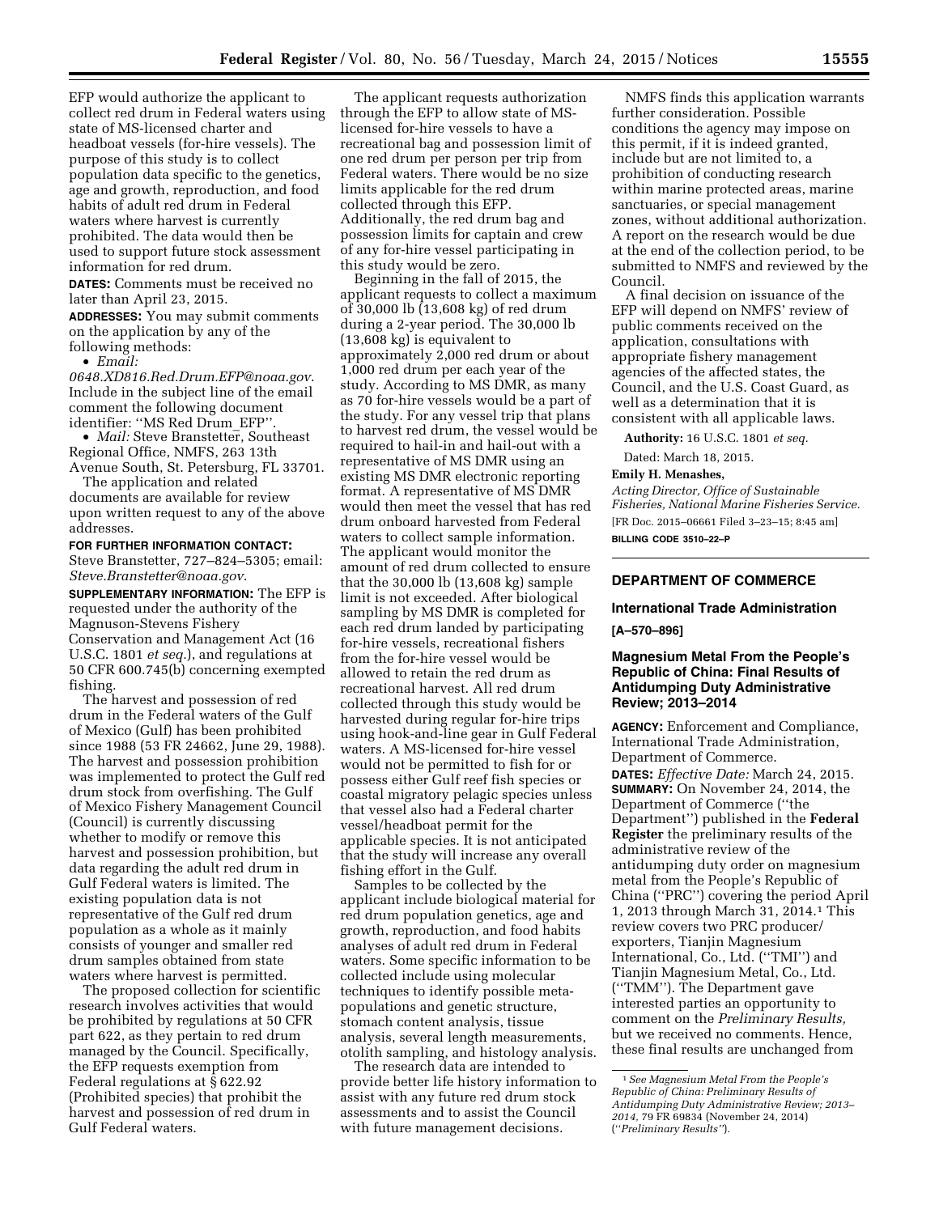EFP would authorize the applicant to collect red drum in Federal waters using state of MS-licensed charter and headboat vessels (for-hire vessels). The purpose of this study is to collect population data specific to the genetics, age and growth, reproduction, and food habits of adult red drum in Federal waters where harvest is currently prohibited. The data would then be used to support future stock assessment information for red drum.

**DATES:** Comments must be received no later than April 23, 2015.

**ADDRESSES:** You may submit comments on the application by any of the following methods:

- *Email: 0648.XD816.Red.Drum.EFP@noaa.gov*. Include in the subject line of the email comment the following document identifier: ''MS Red Drum_EFP''.
- *Mail:* Steve Branstetter, Southeast Regional Office, NMFS, 263 13th Avenue South, St. Petersburg, FL 33701.

The application and related documents are available for review upon written request to any of the above addresses.

**FOR FURTHER INFORMATION CONTACT:** Steve Branstetter, 727–824–5305; email: *Steve.Branstetter@noaa.gov*.

**SUPPLEMENTARY INFORMATION:** The EFP is requested under the authority of the Magnuson-Stevens Fishery Conservation and Management Act (16 U.S.C. 1801 *et seq.*), and regulations at 50 CFR 600.745(b) concerning exempted fishing.

The harvest and possession of red drum in the Federal waters of the Gulf of Mexico (Gulf) has been prohibited since 1988 (53 FR 24662, June 29, 1988). The harvest and possession prohibition was implemented to protect the Gulf red drum stock from overfishing. The Gulf of Mexico Fishery Management Council (Council) is currently discussing whether to modify or remove this harvest and possession prohibition, but data regarding the adult red drum in Gulf Federal waters is limited. The existing population data is not representative of the Gulf red drum population as a whole as it mainly consists of younger and smaller red drum samples obtained from state waters where harvest is permitted.

The proposed collection for scientific research involves activities that would be prohibited by regulations at 50 CFR part 622, as they pertain to red drum managed by the Council. Specifically, the EFP requests exemption from Federal regulations at § 622.92 (Prohibited species) that prohibit the harvest and possession of red drum in Gulf Federal waters.

The applicant requests authorization through the EFP to allow state of MS-licensed for-hire vessels to have a recreational bag and possession limit of one red drum per person per trip from Federal waters. There would be no size limits applicable for the red drum collected through this EFP. Additionally, the red drum bag and possession limits for captain and crew of any for-hire vessel participating in this study would be zero.

Beginning in the fall of 2015, the applicant requests to collect a maximum of 30,000 lb (13,608 kg) of red drum during a 2-year period. The 30,000 lb (13,608 kg) is equivalent to approximately 2,000 red drum or about 1,000 red drum per each year of the study. According to MS DMR, as many as 70 for-hire vessels would be a part of the study. For any vessel trip that plans to harvest red drum, the vessel would be required to hail-in and hail-out with a representative of MS DMR using an existing MS DMR electronic reporting format. A representative of MS DMR would then meet the vessel that has red drum onboard harvested from Federal waters to collect sample information. The applicant would monitor the amount of red drum collected to ensure that the 30,000 lb (13,608 kg) sample limit is not exceeded. After biological sampling by MS DMR is completed for each red drum landed by participating for-hire vessels, recreational fishers from the for-hire vessel would be allowed to retain the red drum as recreational harvest. All red drum collected through this study would be harvested during regular for-hire trips using hook-and-line gear in Gulf Federal waters. A MS-licensed for-hire vessel would not be permitted to fish for or possess either Gulf reef fish species or coastal migratory pelagic species unless that vessel also had a Federal charter vessel/headboat permit for the applicable species. It is not anticipated that the study will increase any overall fishing effort in the Gulf.

Samples to be collected by the applicant include biological material for red drum population genetics, age and growth, reproduction, and food habits analyses of adult red drum in Federal waters. Some specific information to be collected include using molecular techniques to identify possible meta-populations and genetic structure, stomach content analysis, tissue analysis, several length measurements, otolith sampling, and histology analysis.

The research data are intended to provide better life history information to assist with any future red drum stock assessments and to assist the Council with future management decisions.

NMFS finds this application warrants further consideration. Possible conditions the agency may impose on this permit, if it is indeed granted, include but are not limited to, a prohibition of conducting research within marine protected areas, marine sanctuaries, or special management zones, without additional authorization. A report on the research would be due at the end of the collection period, to be submitted to NMFS and reviewed by the Council.

A final decision on issuance of the EFP will depend on NMFS' review of public comments received on the application, consultations with appropriate fishery management agencies of the affected states, the Council, and the U.S. Coast Guard, as well as a determination that it is consistent with all applicable laws.

**Authority:** 16 U.S.C. 1801 *et seq.*

Dated: March 18, 2015.

**Emily H. Menashes,**

*Acting Director, Office of Sustainable Fisheries, National Marine Fisheries Service.*

[FR Doc. 2015–06661 Filed 3–23–15; 8:45 am]

**BILLING CODE 3510–22–P**

---

## DEPARTMENT OF COMMERCE

### International Trade Administration

**[A–570–896]**

### Magnesium Metal From the People's Republic of China: Final Results of Antidumping Duty Administrative Review; 2013–2014

**AGENCY:** Enforcement and Compliance, International Trade Administration, Department of Commerce.

**DATES:** *Effective Date:* March 24, 2015.

**SUMMARY:** On November 24, 2014, the Department of Commerce (''the Department'') published in the **Federal Register** the preliminary results of the administrative review of the antidumping duty order on magnesium metal from the People's Republic of China (''PRC'') covering the period April 1, 2013 through March 31, 2014.[1] This review covers two PRC producer/exporters, Tianjin Magnesium International, Co., Ltd. (''TMI'') and Tianjin Magnesium Metal, Co., Ltd. (''TMM''). The Department gave interested parties an opportunity to comment on the *Preliminary Results,* but we received no comments. Hence, these final results are unchanged from

[1] *See Magnesium Metal From the People's Republic of China: Preliminary Results of Antidumping Duty Administrative Review; 2013–2014,* 79 FR 69834 (November 24, 2014) (''*Preliminary Results''*).